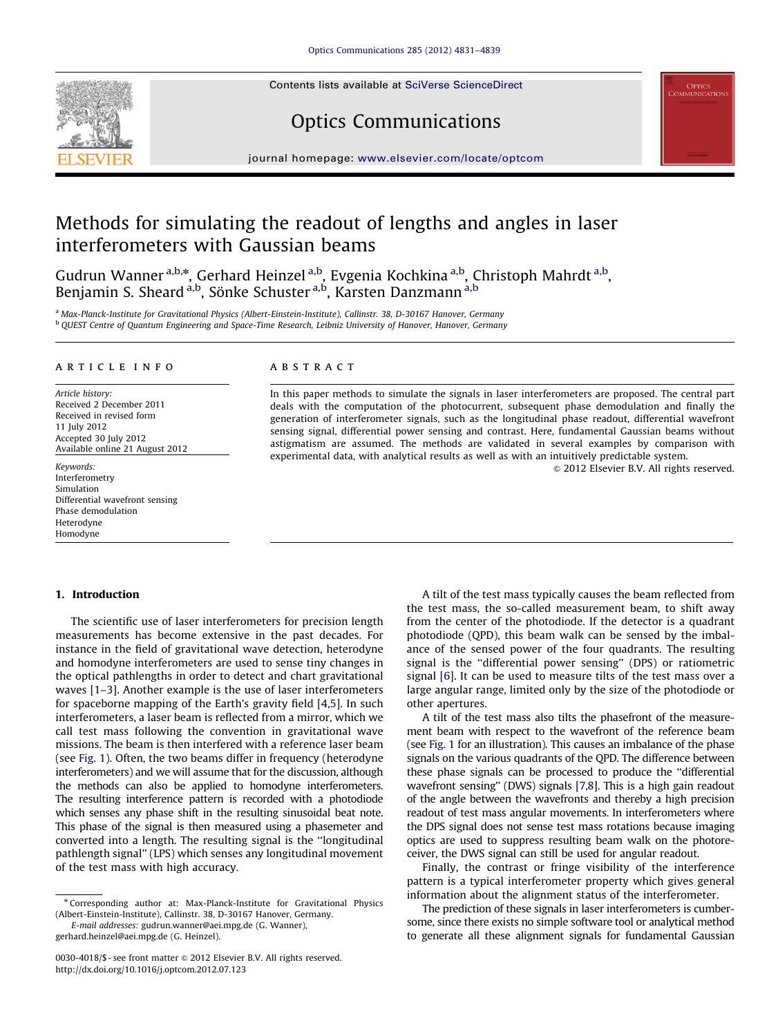Contents lists available at SciVerse ScienceDirect

# Optics Communications

journal homepage: www.elsevier.com/locate/optcom

# Methods for simulating the readout of lengths and angles in laser interferometers with Gaussian beams

Gudrun Wanner [a,b,*], Gerhard Heinzel [a,b], Evgenia Kochkina [a,b], Christoph Mahrdt [a,b], Benjamin S. Sheard [a,b], Sönke Schuster [a,b], Karsten Danzmann [a,b]

[a] Max-Planck-Institute for Gravitational Physics (Albert-Einstein-Institute), Callinstr. 38, D-30167 Hanover, Germany
[b] QUEST Centre of Quantum Engineering and Space-Time Research, Leibniz University of Hanover, Hanover, Germany

## ARTICLE INFO

*Article history:*
Received 2 December 2011
Received in revised form
11 July 2012
Accepted 30 July 2012
Available online 21 August 2012

*Keywords:*
Interferometry
Simulation
Differential wavefront sensing
Phase demodulation
Heterodyne
Homodyne

## ABSTRACT

In this paper methods to simulate the signals in laser interferometers are proposed. The central part deals with the computation of the photocurrent, subsequent phase demodulation and finally the generation of interferometer signals, such as the longitudinal phase readout, differential wavefront sensing signal, differential power sensing and contrast. Here, fundamental Gaussian beams without astigmatism are assumed. The methods are validated in several examples by comparison with experimental data, with analytical results as well as with an intuitively predictable system.

© 2012 Elsevier B.V. All rights reserved.

## 1. Introduction

The scientific use of laser interferometers for precision length measurements has become extensive in the past decades. For instance in the field of gravitational wave detection, heterodyne and homodyne interferometers are used to sense tiny changes in the optical pathlengths in order to detect and chart gravitational waves [1–3]. Another example is the use of laser interferometers for spaceborne mapping of the Earth's gravity field [4,5]. In such interferometers, a laser beam is reflected from a mirror, which we call test mass following the convention in gravitational wave missions. The beam is then interfered with a reference laser beam (see Fig. 1). Often, the two beams differ in frequency (heterodyne interferometers) and we will assume that for the discussion, although the methods can also be applied to homodyne interferometers. The resulting interference pattern is recorded with a photodiode which senses any phase shift in the resulting sinusoidal beat note. This phase of the signal is then measured using a phasemeter and converted into a length. The resulting signal is the ''longitudinal pathlength signal'' (LPS) which senses any longitudinal movement of the test mass with high accuracy.

A tilt of the test mass typically causes the beam reflected from the test mass, the so-called measurement beam, to shift away from the center of the photodiode. If the detector is a quadrant photodiode (QPD), this beam walk can be sensed by the imbalance of the sensed power of the four quadrants. The resulting signal is the ''differential power sensing'' (DPS) or ratiometric signal [6]. It can be used to measure tilts of the test mass over a large angular range, limited only by the size of the photodiode or other apertures.

A tilt of the test mass also tilts the phasefront of the measurement beam with respect to the wavefront of the reference beam (see Fig. 1 for an illustration). This causes an imbalance of the phase signals on the various quadrants of the QPD. The difference between these phase signals can be processed to produce the ''differential wavefront sensing'' (DWS) signals [7,8]. This is a high gain readout of the angle between the wavefronts and thereby a high precision readout of test mass angular movements. In interferometers where the DPS signal does not sense test mass rotations because imaging optics are used to suppress resulting beam walk on the photoreceiver, the DWS signal can still be used for angular readout.

Finally, the contrast or fringe visibility of the interference pattern is a typical interferometer property which gives general information about the alignment status of the interferometer.

The prediction of these signals in laser interferometers is cumbersome, since there exists no simple software tool or analytical method to generate all these alignment signals for fundamental Gaussian

* Corresponding author at: Max-Planck-Institute for Gravitational Physics (Albert-Einstein-Institute), Callinstr. 38, D-30167 Hanover, Germany.
*E-mail addresses:* gudrun.wanner@aei.mpg.de (G. Wanner), gerhard.heinzel@aei.mpg.de (G. Heinzel).

0030-4018/$ - see front matter © 2012 Elsevier B.V. All rights reserved.
http://dx.doi.org/10.1016/j.optcom.2012.07.123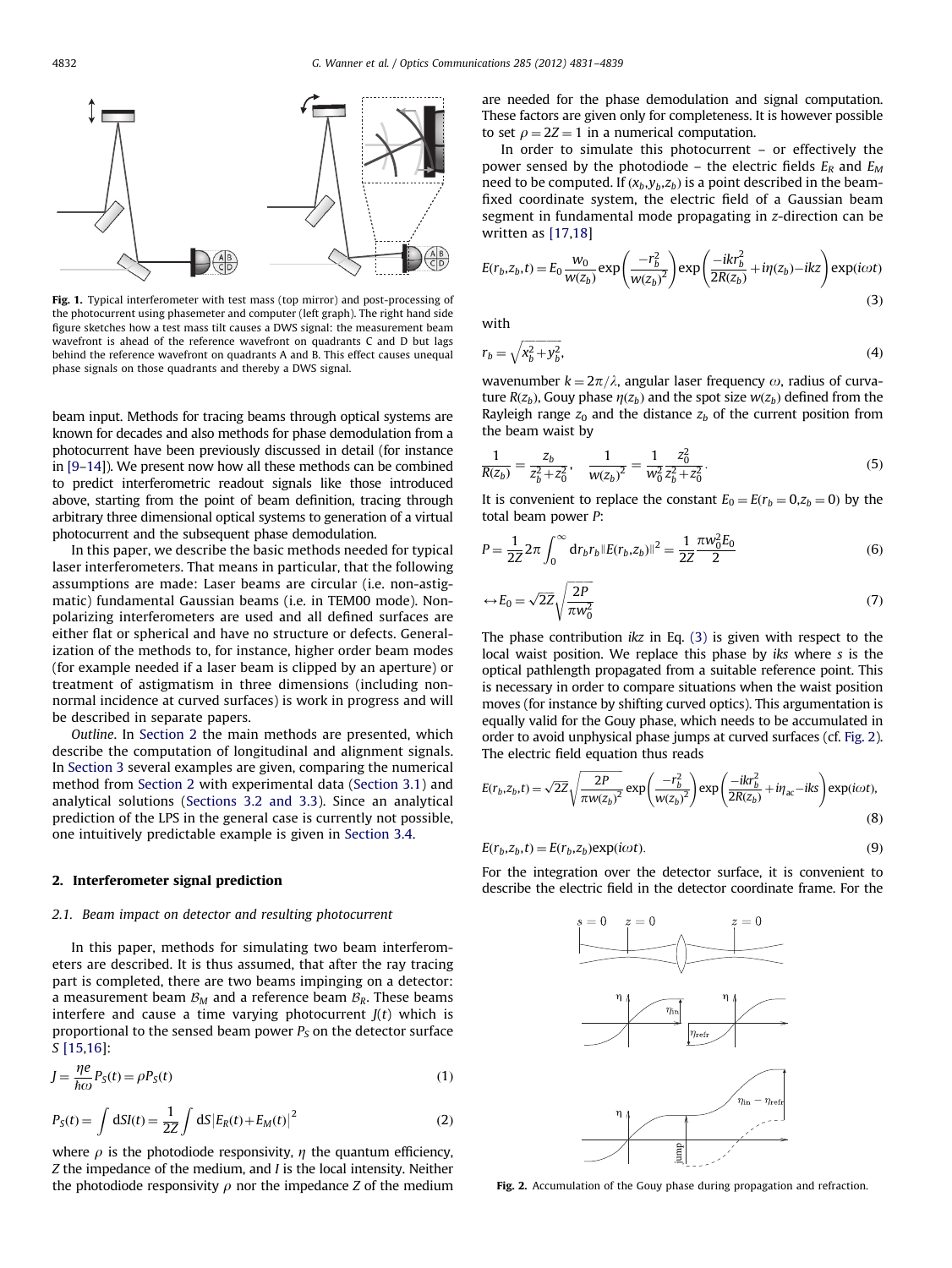Fig. 1. Typical interferometer with test mass (top mirror) and post-processing of the photocurrent using phasemeter and computer (left graph). The right hand side figure sketches how a test mass tilt causes a DWS signal: the measurement beam wavefront is ahead of the reference wavefront on quadrants C and D but lags behind the reference wavefront on quadrants A and B. This effect causes unequal phase signals on those quadrants and thereby a DWS signal.

beam input. Methods for tracing beams through optical systems are known for decades and also methods for phase demodulation from a photocurrent have been previously discussed in detail (for instance in [9–14]). We present now how all these methods can be combined to predict interferometric readout signals like those introduced above, starting from the point of beam definition, tracing through arbitrary three dimensional optical systems to generation of a virtual photocurrent and the subsequent phase demodulation.

In this paper, we describe the basic methods needed for typical laser interferometers. That means in particular, that the following assumptions are made: Laser beams are circular (i.e. non-astigmatic) fundamental Gaussian beams (i.e. in TEM00 mode). Non-polarizing interferometers are used and all defined surfaces are either flat or spherical and have no structure or defects. Generalization of the methods to, for instance, higher order beam modes (for example needed if a laser beam is clipped by an aperture) or treatment of astigmatism in three dimensions (including non-normal incidence at curved surfaces) is work in progress and will be described in separate papers.

*Outline*. In Section 2 the main methods are presented, which describe the computation of longitudinal and alignment signals. In Section 3 several examples are given, comparing the numerical method from Section 2 with experimental data (Section 3.1) and analytical solutions (Sections 3.2 and 3.3). Since an analytical prediction of the LPS in the general case is currently not possible, one intuitively predictable example is given in Section 3.4.

## 2. Interferometer signal prediction

### 2.1. Beam impact on detector and resulting photocurrent

In this paper, methods for simulating two beam interferometers are described. It is thus assumed, that after the ray tracing part is completed, there are two beams impinging on a detector: a measurement beam $\mathcal{B}_M$ and a reference beam $\mathcal{B}_R$. These beams interfere and cause a time varying photocurrent $J(t)$ which is proportional to the sensed beam power $P_S$ on the detector surface $S$ [15,16]:

$$J = \frac{\eta e}{\hbar\omega} P_S(t) = \rho P_S(t) \tag{1}$$

$$P_S(t) = \int \mathrm{d}SI(t) = \frac{1}{2Z}\int \mathrm{d}S\left|E_R(t) + E_M(t)\right|^2 \tag{2}$$

where $\rho$ is the photodiode responsivity, $\eta$ the quantum efficiency, $Z$ the impedance of the medium, and $I$ is the local intensity. Neither the photodiode responsivity $\rho$ nor the impedance $Z$ of the medium are needed for the phase demodulation and signal computation. These factors are given only for completeness. It is however possible to set $\rho = 2Z = 1$ in a numerical computation.

In order to simulate this photocurrent – or effectively the power sensed by the photodiode – the electric fields $E_R$ and $E_M$ need to be computed. If $(x_b, y_b, z_b)$ is a point described in the beam-fixed coordinate system, the electric field of a Gaussian beam segment in fundamental mode propagating in $z$-direction can be written as [17,18]

$$E(r_b, z_b, t) = E_0 \frac{w_0}{w(z_b)} \exp\left(\frac{-r_b^2}{w(z_b)^2}\right) \exp\left(\frac{-ikr_b^2}{2R(z_b)} + i\eta(z_b) - ikz\right) \exp(i\omega t) \tag{3}$$

with

$$r_b = \sqrt{x_b^2 + y_b^2}, \tag{4}$$

wavenumber $k = 2\pi/\lambda$, angular laser frequency $\omega$, radius of curvature $R(z_b)$, Gouy phase $\eta(z_b)$ and the spot size $w(z_b)$ defined from the Rayleigh range $z_0$ and the distance $z_b$ of the current position from the beam waist by

$$\frac{1}{R(z_b)} = \frac{z_b}{z_b^2 + z_0^2}, \quad \frac{1}{w(z_b)^2} = \frac{1}{w_0^2}\frac{z_0^2}{z_b^2 + z_0^2}. \tag{5}$$

It is convenient to replace the constant $E_0 = E(r_b = 0, z_b = 0)$ by the total beam power $P$:

$$P = \frac{1}{2Z} 2\pi \int_0^\infty \mathrm{d}r_b r_b \|E(r_b, z_b)\|^2 = \frac{1}{2Z}\frac{\pi w_0^2 E_0}{2} \tag{6}$$

$$\leftrightarrow E_0 = \sqrt{2Z}\sqrt{\frac{2P}{\pi w_0^2}} \tag{7}$$

The phase contribution $ikz$ in Eq. (3) is given with respect to the local waist position. We replace this phase by $iks$ where $s$ is the optical pathlength propagated from a suitable reference point. This is necessary in order to compare situations when the waist position moves (for instance by shifting curved optics). This argumentation is equally valid for the Gouy phase, which needs to be accumulated in order to avoid unphysical phase jumps at curved surfaces (cf. Fig. 2). The electric field equation thus reads

$$E(r_b, z_b, t) = \sqrt{2Z}\sqrt{\frac{2P}{\pi w(z_b)^2}} \exp\left(\frac{-r_b^2}{w(z_b)^2}\right) \exp\left(\frac{-ikr_b^2}{2R(z_b)} + i\eta_{\mathrm{ac}} - iks\right) \exp(i\omega t), \tag{8}$$

$$E(r_b, z_b, t) = E(r_b, z_b)\exp(i\omega t). \tag{9}$$

For the integration over the detector surface, it is convenient to describe the electric field in the detector coordinate frame. For the

Fig. 2. Accumulation of the Gouy phase during propagation and refraction.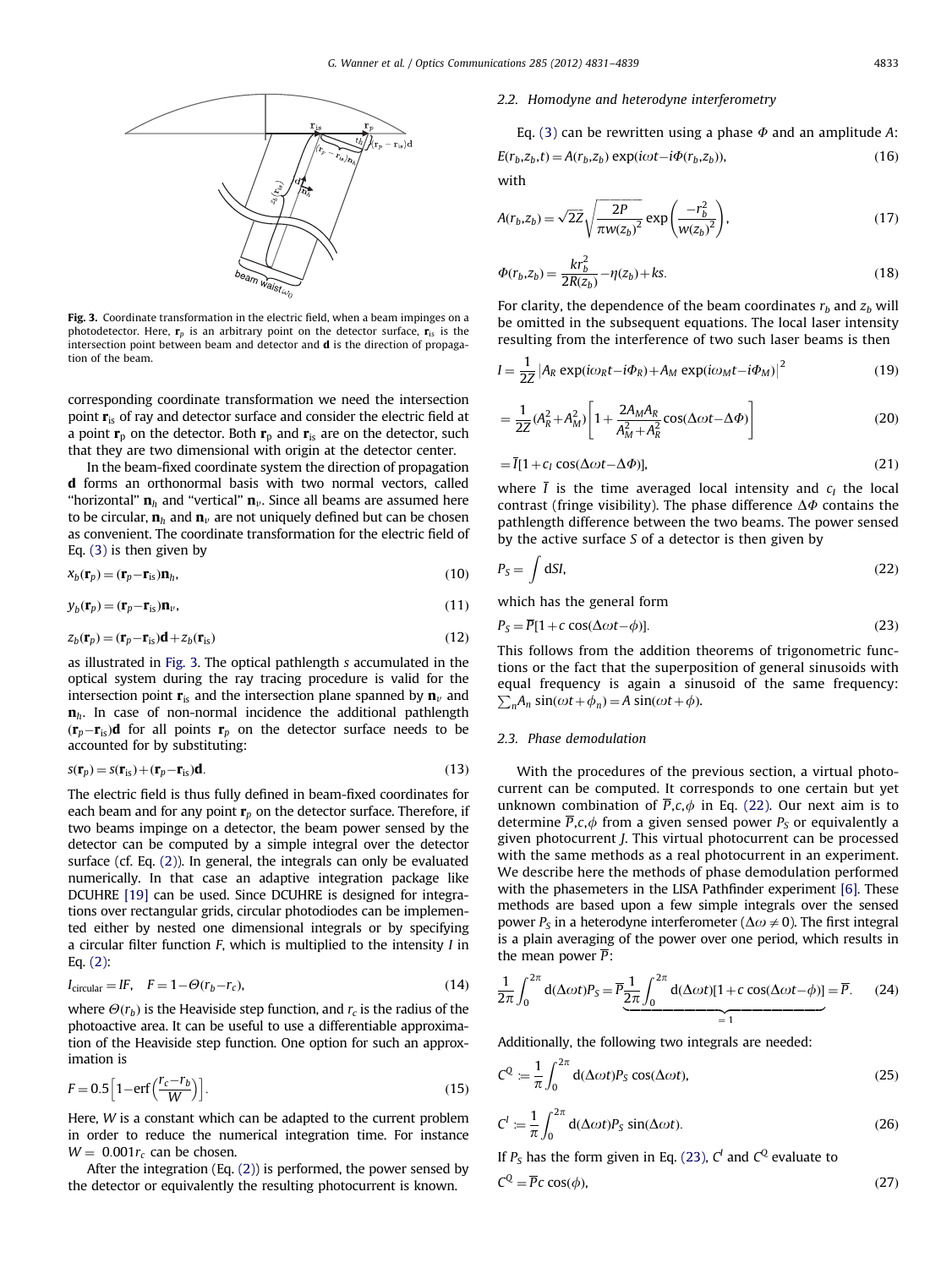Fig. 3. Coordinate transformation in the electric field, when a beam impinges on a photodetector. Here, $\mathbf{r}_p$ is an arbitrary point on the detector surface, $\mathbf{r}_{is}$ is the intersection point between beam and detector and $\mathbf{d}$ is the direction of propagation of the beam.

corresponding coordinate transformation we need the intersection point $\mathbf{r}_{is}$ of ray and detector surface and consider the electric field at a point $\mathbf{r}_p$ on the detector. Both $\mathbf{r}_p$ and $\mathbf{r}_{is}$ are on the detector, such that they are two dimensional with origin at the detector center.

In the beam-fixed coordinate system the direction of propagation $\mathbf{d}$ forms an orthonormal basis with two normal vectors, called "horizontal" $\mathbf{n}_h$ and "vertical" $\mathbf{n}_v$. Since all beams are assumed here to be circular, $\mathbf{n}_h$ and $\mathbf{n}_v$ are not uniquely defined but can be chosen as convenient. The coordinate transformation for the electric field of Eq. (3) is then given by

$$x_b(\mathbf{r}_p) = (\mathbf{r}_p - \mathbf{r}_{is})\mathbf{n}_h, \tag{10}$$

$$y_b(\mathbf{r}_p) = (\mathbf{r}_p - \mathbf{r}_{is})\mathbf{n}_v, \tag{11}$$

$$z_b(\mathbf{r}_p) = (\mathbf{r}_p - \mathbf{r}_{is})\mathbf{d} + z_b(\mathbf{r}_{is}) \tag{12}$$

as illustrated in Fig. 3. The optical pathlength $s$ accumulated in the optical system during the ray tracing procedure is valid for the intersection point $\mathbf{r}_{is}$ and the intersection plane spanned by $\mathbf{n}_v$ and $\mathbf{n}_h$. In case of non-normal incidence the additional pathlength $(\mathbf{r}_p - \mathbf{r}_{is})\mathbf{d}$ for all points $\mathbf{r}_p$ on the detector surface needs to be accounted for by substituting:

$$s(\mathbf{r}_p) = s(\mathbf{r}_{is}) + (\mathbf{r}_p - \mathbf{r}_{is})\mathbf{d}. \tag{13}$$

The electric field is thus fully defined in beam-fixed coordinates for each beam and for any point $\mathbf{r}_p$ on the detector surface. Therefore, if two beams impinge on a detector, the beam power sensed by the detector can be computed by a simple integral over the detector surface (cf. Eq. (2)). In general, the integrals can only be evaluated numerically. In that case an adaptive integration package like DCUHRE [19] can be used. Since DCUHRE is designed for integrations over rectangular grids, circular photodiodes can be implemented either by nested one dimensional integrals or by specifying a circular filter function $F$, which is multiplied to the intensity $I$ in Eq. (2):

$$I_{\text{circular}} = IF, \quad F = 1 - \Theta(r_b - r_c), \tag{14}$$

where $\Theta(r_b)$ is the Heaviside step function, and $r_c$ is the radius of the photoactive area. It can be useful to use a differentiable approximation of the Heaviside step function. One option for such an approximation is

$$F = 0.5\left[1 - \text{erf}\left(\frac{r_c - r_b}{W}\right)\right]. \tag{15}$$

Here, $W$ is a constant which can be adapted to the current problem in order to reduce the numerical integration time. For instance $W = 0.001 r_c$ can be chosen.

After the integration (Eq. (2)) is performed, the power sensed by the detector or equivalently the resulting photocurrent is known.

## 2.2. Homodyne and heterodyne interferometry

Eq. (3) can be rewritten using a phase $\Phi$ and an amplitude $A$:

$$E(r_b, z_b, t) = A(r_b, z_b)\exp(i\omega t - i\Phi(r_b, z_b)), \tag{16}$$

with

$$A(r_b, z_b) = \sqrt{2Z}\sqrt{\frac{2P}{\pi w(z_b)^2}}\exp\left(\frac{-r_b^2}{w(z_b)^2}\right), \tag{17}$$

$$\Phi(r_b, z_b) = \frac{k r_b^2}{2R(z_b)} - \eta(z_b) + ks. \tag{18}$$

For clarity, the dependence of the beam coordinates $r_b$ and $z_b$ will be omitted in the subsequent equations. The local laser intensity resulting from the interference of two such laser beams is then

$$I = \frac{1}{2Z}\left|A_R \exp(i\omega_R t - i\Phi_R) + A_M \exp(i\omega_M t - i\Phi_M)\right|^2 \tag{19}$$

$$= \frac{1}{2Z}(A_R^2 + A_M^2)\left[1 + \frac{2A_M A_R}{A_M^2 + A_R^2}\cos(\Delta\omega t - \Delta\Phi)\right] \tag{20}$$

$$= \overline{I}[1 + c_l \cos(\Delta\omega t - \Delta\Phi)], \tag{21}$$

where $\overline{I}$ is the time averaged local intensity and $c_l$ the local contrast (fringe visibility). The phase difference $\Delta\Phi$ contains the pathlength difference between the two beams. The power sensed by the active surface $S$ of a detector is then given by

$$P_S = \int dSI, \tag{22}$$

which has the general form

$$P_S = \overline{P}[1 + c\cos(\Delta\omega t - \phi)]. \tag{23}$$

This follows from the addition theorems of trigonometric functions or the fact that the superposition of general sinusoids with equal frequency is again a sinusoid of the same frequency: $\sum_n A_n \sin(\omega t + \phi_n) = A\sin(\omega t + \phi)$.

## 2.3. Phase demodulation

With the procedures of the previous section, a virtual photocurrent can be computed. It corresponds to one certain but yet unknown combination of $\overline{P}, c, \phi$ in Eq. (22). Our next aim is to determine $\overline{P}, c, \phi$ from a given sensed power $P_S$ or equivalently a given photocurrent $J$. This virtual photocurrent can be processed with the same methods as a real photocurrent in an experiment. We describe here the methods of phase demodulation performed with the phasemeters in the LISA Pathfinder experiment [6]. These methods are based upon a few simple integrals over the sensed power $P_S$ in a heterodyne interferometer ($\Delta\omega \neq 0$). The first integral is a plain averaging of the power over one period, which results in the mean power $\overline{P}$:

$$\frac{1}{2\pi}\int_0^{2\pi} d(\Delta\omega t) P_S = \overline{P}\underbrace{\frac{1}{2\pi}\int_0^{2\pi} d(\Delta\omega t)[1 + c\cos(\Delta\omega t - \phi)]}_{=1} = \overline{P}. \tag{24}$$

Additionally, the following two integrals are needed:

$$C^Q := \frac{1}{\pi}\int_0^{2\pi} d(\Delta\omega t) P_S \cos(\Delta\omega t), \tag{25}$$

$$C^I := \frac{1}{\pi}\int_0^{2\pi} d(\Delta\omega t) P_S \sin(\Delta\omega t). \tag{26}$$

If $P_S$ has the form given in Eq. (23), $C^I$ and $C^Q$ evaluate to

$$C^Q = \overline{P}c\cos(\phi), \tag{27}$$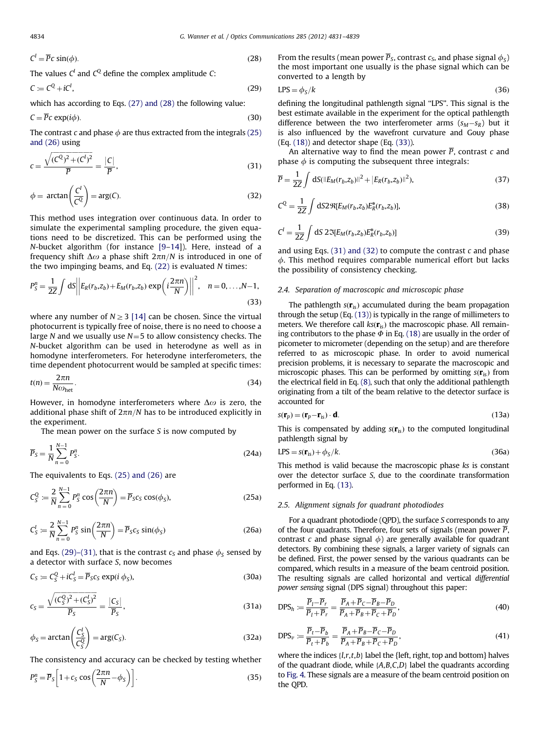$$C^I = \overline{P}c\,\sin(\phi). \tag{28}$$

The values $C^I$ and $C^Q$ define the complex amplitude $C$:

$$C := C^Q + iC^I, \tag{29}$$

which has according to Eqs. (27) and (28) the following value:

$$C = \overline{P}c\,\exp(i\phi). \tag{30}$$

The contrast $c$ and phase $\phi$ are thus extracted from the integrals (25) and (26) using

$$c = \frac{\sqrt{(C^Q)^2+(C^I)^2}}{\overline{P}} = \frac{|C|}{\overline{P}}, \tag{31}$$

$$\phi = \arctan\left(\frac{C^I}{C^Q}\right) = \arg(C). \tag{32}$$

This method uses integration over continuous data. In order to simulate the experimental sampling procedure, the given equations need to be discretized. This can be performed using the $N$-bucket algorithm (for instance [9–14]). Here, instead of a frequency shift $\Delta\omega$ a phase shift $2\pi n/N$ is introduced in one of the two impinging beams, and Eq. (22) is evaluated $N$ times:

$$P_S^n = \frac{1}{2Z}\int \mathrm{d}S\left|\left|E_R(r_b,z_b) + E_M(r_b,z_b)\exp\left(i\frac{2\pi n}{N}\right)\right|\right|^2, \quad n = 0,\ldots,N-1, \tag{33}$$

where any number of $N \geq 3$ [14] can be chosen. Since the virtual photocurrent is typically free of noise, there is no need to choose a large $N$ and we usually use $N=5$ to allow consistency checks. The $N$-bucket algorithm can be used in heterodyne as well as in homodyne interferometers. For heterodyne interferometers, the time dependent photocurrent would be sampled at specific times:

$$t(n) = \frac{2\pi n}{N\omega_{\mathrm{het}}}. \tag{34}$$

However, in homodyne interferometers where $\Delta\omega$ is zero, the additional phase shift of $2\pi n/N$ has to be introduced explicitly in the experiment.

The mean power on the surface $S$ is now computed by

$$\overline{P}_S = \frac{1}{N}\sum_{n=0}^{N-1} P_S^n. \tag{24a}$$

The equivalents to Eqs. (25) and (26) are

$$C_S^Q := \frac{2}{N}\sum_{n=0}^{N-1} P_S^n \cos\left(\frac{2\pi n}{N}\right) = \overline{P}_S c_S \cos(\phi_S), \tag{25a}$$

$$C_S^I := \frac{2}{N}\sum_{n=0}^{N-1} P_S^n \sin\left(\frac{2\pi n}{N}\right) = \overline{P}_S c_S \sin(\phi_S) \tag{26a}$$

and Eqs. (29)–(31), that is the contrast $c_S$ and phase $\phi_S$ sensed by a detector with surface $S$, now becomes

$$C_S := C_S^Q + iC_S^I = \overline{P}_S c_S \exp(i\,\phi_S), \tag{30a}$$

$$c_S = \frac{\sqrt{(C_S^Q)^2+(C_S^I)^2}}{\overline{P}_S} = \frac{|C_S|}{\overline{P}_S}, \tag{31a}$$

$$\phi_S = \arctan\left(\frac{C_S^I}{C_S^Q}\right) = \arg(C_S). \tag{32a}$$

The consistency and accuracy can be checked by testing whether

$$P_S^n = \overline{P}_S\left[1 + c_S\cos\left(\frac{2\pi n}{N} - \phi_S\right)\right]. \tag{35}$$

From the results (mean power $\overline{P}_S$, contrast $c_S$, and phase signal $\phi_S$) the most important one usually is the phase signal which can be converted to a length by

$$\mathrm{LPS} = \phi_S/k \tag{36}$$

defining the longitudinal pathlength signal "LPS". This signal is the best estimate available in the experiment for the optical pathlength difference between the two interferometer arms ($s_M - s_R$) but it is also influenced by the wavefront curvature and Gouy phase (Eq. (18)) and detector shape (Eq. (33)).

An alternative way to find the mean power $\overline{P}$, contrast $c$ and phase $\phi$ is computing the subsequent three integrals:

$$\overline{P} = \frac{1}{2Z}\int \mathrm{d}S(\|E_M(r_b,z_b)\|^2 + |E_R(r_b,z_b)\|^2), \tag{37}$$

$$C^Q = \frac{1}{2Z}\int \mathrm{d}S2\Re[E_M(r_b,z_b)E_R^*(r_b,z_b)], \tag{38}$$

$$C^I = \frac{1}{2Z}\int \mathrm{d}S\; 2\Im[E_M(r_b,z_b)E_R^*(r_b,z_b)] \tag{39}$$

and using Eqs. (31) and (32) to compute the contrast $c$ and phase $\phi$. This method requires comparable numerical effort but lacks the possibility of consistency checking.

### 2.4. Separation of macroscopic and microscopic phase

The pathlength $s(\mathbf{r}_{\mathrm{is}})$ accumulated during the beam propagation through the setup (Eq. (13)) is typically in the range of millimeters to meters. We therefore call $ks(\mathbf{r}_{\mathrm{is}})$ the macroscopic phase. All remaining contributors to the phase $\Phi$ in Eq. (18) are usually in the order of picometer to micrometer (depending on the setup) and are therefore referred to as microscopic phase. In order to avoid numerical precision problems, it is necessary to separate the macroscopic and microscopic phases. This can be performed by omitting $s(\mathbf{r}_{\mathrm{is}})$ from the electrical field in Eq. (8), such that only the additional pathlength originating from a tilt of the beam relative to the detector surface is accounted for

$$s(\mathbf{r}_p) = (\mathbf{r}_p - \mathbf{r}_{\mathrm{is}})\cdot\mathbf{d}. \tag{13a}$$

This is compensated by adding $s(\mathbf{r}_{\mathrm{is}})$ to the computed longitudinal pathlength signal by

$$\mathrm{LPS} = s(\mathbf{r}_{\mathrm{is}}) + \phi_S/k. \tag{36a}$$

This method is valid because the macroscopic phase $ks$ is constant over the detector surface $S$, due to the coordinate transformation performed in Eq. (13).

### 2.5. Alignment signals for quadrant photodiodes

For a quadrant photodiode (QPD), the surface $S$ corresponds to any of the four quadrants. Therefore, four sets of signals (mean power $\overline{P}$, contrast $c$ and phase signal $\phi$) are generally available for quadrant detectors. By combining these signals, a larger variety of signals can be defined. First, the power sensed by the various quadrants can be compared, which results in a measure of the beam centroid position. The resulting signals are called horizontal and vertical *differential power sensing* signal (DPS signal) throughout this paper:

$$\mathrm{DPS}_h := \frac{\overline{P}_l - \overline{P}_r}{\overline{P}_l + \overline{P}_r} = \frac{\overline{P}_A + \overline{P}_C - \overline{P}_B - \overline{P}_D}{\overline{P}_A + \overline{P}_B + \overline{P}_C + \overline{P}_D}, \tag{40}$$

$$\mathrm{DPS}_v := \frac{\overline{P}_t - \overline{P}_b}{\overline{P}_t + \overline{P}_b} = \frac{\overline{P}_A + \overline{P}_B - \overline{P}_C - \overline{P}_D}{\overline{P}_A + \overline{P}_B + \overline{P}_C + \overline{P}_D}, \tag{41}$$

where the indices $\{l,r,t,b\}$ label the {left, right, top and bottom} halves of the quadrant diode, while $\{A,B,C,D\}$ label the quadrants according to Fig. 4. These signals are a measure of the beam centroid position on the QPD.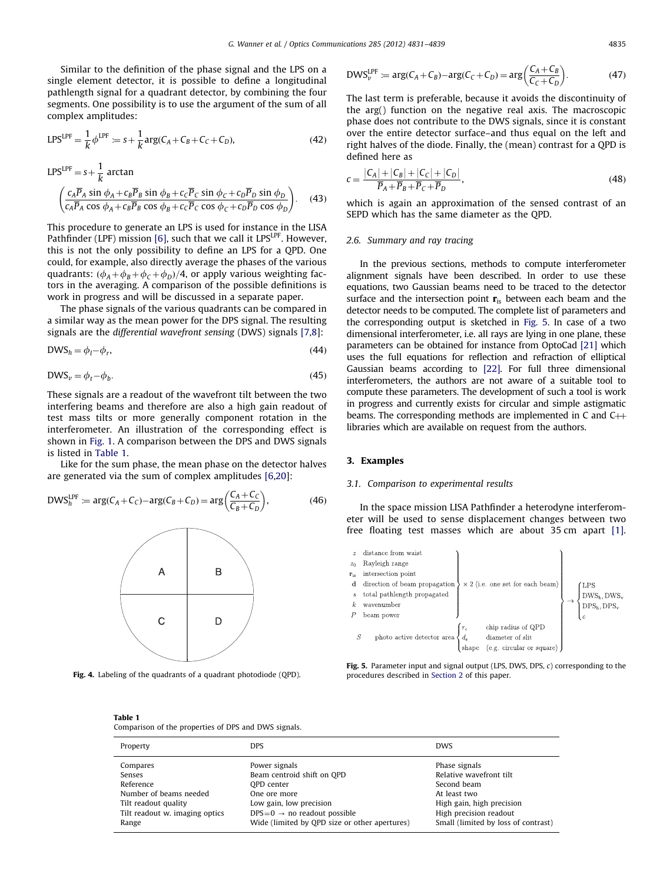Similar to the definition of the phase signal and the LPS on a single element detector, it is possible to define a longitudinal pathlength signal for a quadrant detector, by combining the four segments. One possibility is to use the argument of the sum of all complex amplitudes:

$$\mathrm{LPS}^{\mathrm{LPF}} = \frac{1}{k}\phi^{\mathrm{LPF}} := s + \frac{1}{k}\arg(C_A + C_B + C_C + C_D), \tag{42}$$

$$\mathrm{LPS}^{\mathrm{LPF}} = s + \frac{1}{k}\arctan\left(\frac{c_A\overline{P}_A \sin\phi_A + c_B\overline{P}_B \sin\phi_B + c_C\overline{P}_C \sin\phi_C + c_D\overline{P}_D \sin\phi_D}{c_A\overline{P}_A \cos\phi_A + c_B\overline{P}_B \cos\phi_B + c_C\overline{P}_C \cos\phi_C + c_D\overline{P}_D \cos\phi_D}\right). \tag{43}$$

This procedure to generate an LPS is used for instance in the LISA Pathfinder (LPF) mission [6], such that we call it $\mathrm{LPS}^{\mathrm{LPF}}$. However, this is not the only possibility to define an LPS for a QPD. One could, for example, also directly average the phases of the various quadrants: $(\phi_A + \phi_B + \phi_C + \phi_D)/4$, or apply various weighting factors in the averaging. A comparison of the possible definitions is work in progress and will be discussed in a separate paper.

The phase signals of the various quadrants can be compared in a similar way as the mean power for the DPS signal. The resulting signals are the *differential wavefront sensing* (DWS) signals [7,8]:

$$\mathrm{DWS}_h = \phi_l - \phi_r, \tag{44}$$

$$\mathrm{DWS}_v = \phi_t - \phi_b. \tag{45}$$

These signals are a readout of the wavefront tilt between the two interfering beams and therefore are also a high gain readout of test mass tilts or more generally component rotation in the interferometer. An illustration of the corresponding effect is shown in Fig. 1. A comparison between the DPS and DWS signals is listed in Table 1.

Like for the sum phase, the mean phase on the detector halves are generated via the sum of complex amplitudes [6,20]:

$$\mathrm{DWS}_h^{\mathrm{LPF}} := \arg(C_A + C_C) - \arg(C_B + C_D) = \arg\left(\frac{C_A + C_C}{C_B + C_D}\right), \tag{46}$$

Fig. 4. Labeling of the quadrants of a quadrant photodiode (QPD).

$$\mathrm{DWS}_v^{\mathrm{LPF}} := \arg(C_A + C_B) - \arg(C_C + C_D) = \arg\left(\frac{C_A + C_B}{C_C + C_D}\right). \tag{47}$$

The last term is preferable, because it avoids the discontinuity of the arg() function on the negative real axis. The macroscopic phase does not contribute to the DWS signals, since it is constant over the entire detector surface–and thus equal on the left and right halves of the diode. Finally, the (mean) contrast for a QPD is defined here as

$$c = \frac{|C_A| + |C_B| + |C_C| + |C_D|}{\overline{P}_A + \overline{P}_B + \overline{P}_C + \overline{P}_D}, \tag{48}$$

which is again an approximation of the sensed contrast of an SEPD which has the same diameter as the QPD.

### 2.6. Summary and ray tracing

In the previous sections, methods to compute interferometer alignment signals have been described. In order to use these equations, two Gaussian beams need to be traced to the detector surface and the intersection point $\mathbf{r}_{\mathrm{is}}$ between each beam and the detector needs to be computed. The complete list of parameters and the corresponding output is sketched in Fig. 5. In case of a two dimensional interferometer, i.e. all rays are lying in one plane, these parameters can be obtained for instance from OptoCad [21] which uses the full equations for reflection and refraction of elliptical Gaussian beams according to [22]. For full three dimensional interferometers, the authors are not aware of a suitable tool to compute these parameters. The development of such a tool is work in progress and currently exists for circular and simple astigmatic beams. The corresponding methods are implemented in C and C++ libraries which are available on request from the authors.

## 3. Examples

### 3.1. Comparison to experimental results

In the space mission LISA Pathfinder a heterodyne interferometer will be used to sense displacement changes between two free floating test masses which are about 35 cm apart [1].

Fig. 5. Parameter input and signal output (LPS, DWS, DPS, $c$) corresponding to the procedures described in Section 2 of this paper.

Table 1
Comparison of the properties of DPS and DWS signals.

| Property | DPS | DWS |
|---|---|---|
| Compares | Power signals | Phase signals |
| Senses | Beam centroid shift on QPD | Relative wavefront tilt |
| Reference | QPD center | Second beam |
| Number of beams needed | One ore more | At least two |
| Tilt readout quality | Low gain, low precision | High gain, high precision |
| Tilt readout w. imaging optics | DPS=0 → no readout possible | High precision readout |
| Range | Wide (limited by QPD size or other apertures) | Small (limited by loss of contrast) |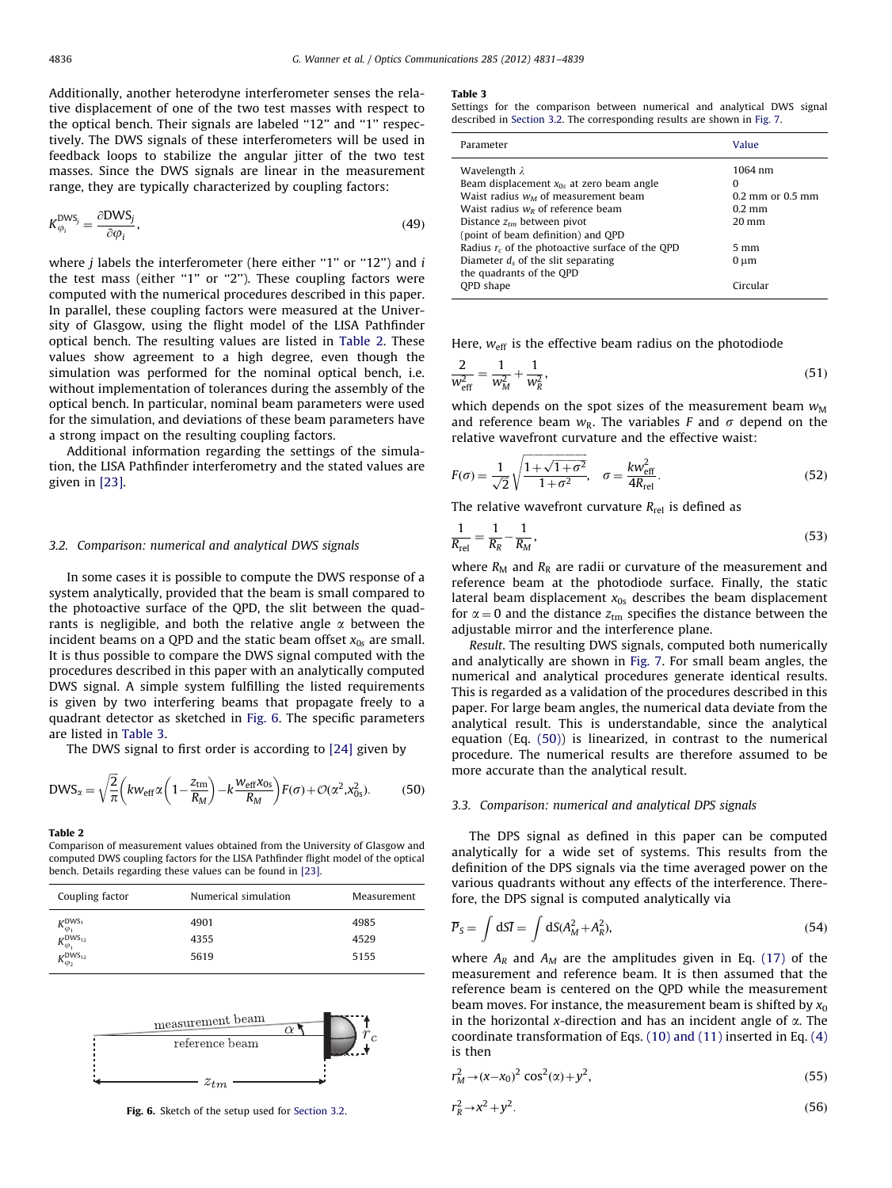Additionally, another heterodyne interferometer senses the relative displacement of one of the two test masses with respect to the optical bench. Their signals are labeled "12" and "1" respectively. The DWS signals of these interferometers will be used in feedback loops to stabilize the angular jitter of the two test masses. Since the DWS signals are linear in the measurement range, they are typically characterized by coupling factors:

$$K_{\varphi_i}^{\mathrm{DWS}_j} = \frac{\partial \mathrm{DWS}_j}{\partial \varphi_i}, \tag{49}$$

where $j$ labels the interferometer (here either "1" or "12") and $i$ the test mass (either "1" or "2"). These coupling factors were computed with the numerical procedures described in this paper. In parallel, these coupling factors were measured at the University of Glasgow, using the flight model of the LISA Pathfinder optical bench. The resulting values are listed in Table 2. These values show agreement to a high degree, even though the simulation was performed for the nominal optical bench, i.e. without implementation of tolerances during the assembly of the optical bench. In particular, nominal beam parameters were used for the simulation, and deviations of these beam parameters have a strong impact on the resulting coupling factors.

Additional information regarding the settings of the simulation, the LISA Pathfinder interferometry and the stated values are given in [23].

### 3.2. Comparison: numerical and analytical DWS signals

In some cases it is possible to compute the DWS response of a system analytically, provided that the beam is small compared to the photoactive surface of the QPD, the slit between the quadrants is negligible, and both the relative angle $\alpha$ between the incident beams on a QPD and the static beam offset $x_{0s}$ are small. It is thus possible to compare the DWS signal computed with the procedures described in this paper with an analytically computed DWS signal. A simple system fulfilling the listed requirements is given by two interfering beams that propagate freely to a quadrant detector as sketched in Fig. 6. The specific parameters are listed in Table 3.

The DWS signal to first order is according to [24] given by

$$\mathrm{DWS}_\alpha = \sqrt{\frac{2}{\pi}}\left(k w_{\mathrm{eff}}\alpha\left(1-\frac{z_{\mathrm{tm}}}{R_M}\right) - k\frac{w_{\mathrm{eff}}x_{0s}}{R_M}\right)F(\sigma) + \mathcal{O}(\alpha^2, x_{0s}^2). \tag{50}$$

**Table 2**
Comparison of measurement values obtained from the University of Glasgow and computed DWS coupling factors for the LISA Pathfinder flight model of the optical bench. Details regarding these values can be found in [23].

| Coupling factor | Numerical simulation | Measurement |
|---|---|---|
| $K_{\varphi_1}^{\mathrm{DWS}_1}$ | 4901 | 4985 |
| $K_{\varphi_1}^{\mathrm{DWS}_{12}}$ | 4355 | 4529 |
| $K_{\varphi_2}^{\mathrm{DWS}_{12}}$ | 5619 | 5155 |

**Fig. 6.** Sketch of the setup used for Section 3.2.

**Table 3**
Settings for the comparison between numerical and analytical DWS signal described in Section 3.2. The corresponding results are shown in Fig. 7.

| Parameter | Value |
|---|---|
| Wavelength $\lambda$ | 1064 nm |
| Beam displacement $x_{0s}$ at zero beam angle | 0 |
| Waist radius $w_M$ of measurement beam | 0.2 mm or 0.5 mm |
| Waist radius $w_R$ of reference beam | 0.2 mm |
| Distance $z_{tm}$ between pivot (point of beam definition) and QPD | 20 mm |
| Radius $r_c$ of the photoactive surface of the QPD | 5 mm |
| Diameter $d_s$ of the slit separating the quadrants of the QPD | 0 μm |
| QPD shape | Circular |

Here, $w_{\mathrm{eff}}$ is the effective beam radius on the photodiode

$$\frac{2}{w_{\mathrm{eff}}^2} = \frac{1}{w_M^2} + \frac{1}{w_R^2}, \tag{51}$$

which depends on the spot sizes of the measurement beam $w_{\mathrm{M}}$ and reference beam $w_{\mathrm{R}}$. The variables $F$ and $\sigma$ depend on the relative wavefront curvature and the effective waist:

$$F(\sigma) = \frac{1}{\sqrt{2}}\sqrt{\frac{1+\sqrt{1+\sigma^2}}{1+\sigma^2}}, \quad \sigma = \frac{k w_{\mathrm{eff}}^2}{4R_{\mathrm{rel}}}. \tag{52}$$

The relative wavefront curvature $R_{\mathrm{rel}}$ is defined as

$$\frac{1}{R_{\mathrm{rel}}} = \frac{1}{R_R} - \frac{1}{R_M}, \tag{53}$$

where $R_{\mathrm{M}}$ and $R_{\mathrm{R}}$ are radii or curvature of the measurement and reference beam at the photodiode surface. Finally, the static lateral beam displacement $x_{0s}$ describes the beam displacement for $\alpha = 0$ and the distance $z_{\mathrm{tm}}$ specifies the distance between the adjustable mirror and the interference plane.

*Result*. The resulting DWS signals, computed both numerically and analytically are shown in Fig. 7. For small beam angles, the numerical and analytical procedures generate identical results. This is regarded as a validation of the procedures described in this paper. For large beam angles, the numerical data deviate from the analytical result. This is understandable, since the analytical equation (Eq. (50)) is linearized, in contrast to the numerical procedure. The numerical results are therefore assumed to be more accurate than the analytical result.

### 3.3. Comparison: numerical and analytical DPS signals

The DPS signal as defined in this paper can be computed analytically for a wide set of systems. This results from the definition of the DPS signals via the time averaged power on the various quadrants without any effects of the interference. Therefore, the DPS signal is computed analytically via

$$\overline{P}_S = \int \mathrm{d}S\overline{I} = \int \mathrm{d}S(A_M^2 + A_R^2), \tag{54}$$

where $A_R$ and $A_M$ are the amplitudes given in Eq. (17) of the measurement and reference beam. It is then assumed that the reference beam is centered on the QPD while the measurement beam moves. For instance, the measurement beam is shifted by $x_0$ in the horizontal $x$-direction and has an incident angle of $\alpha$. The coordinate transformation of Eqs. (10) and (11) inserted in Eq. (4) is then

$$r_M^2 \rightarrow (x - x_0)^2 \cos^2(\alpha) + y^2, \tag{55}$$

$$r_R^2 \rightarrow x^2 + y^2. \tag{56}$$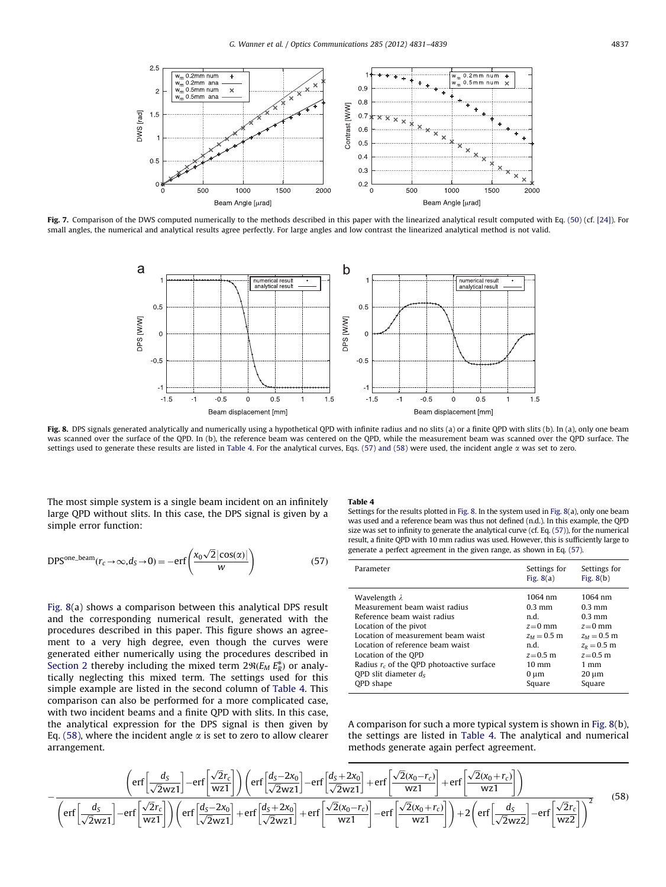Fig. 7. Comparison of the DWS computed numerically to the methods described in this paper with the linearized analytical result computed with Eq. (50) (cf. [24]). For small angles, the numerical and analytical results agree perfectly. For large angles and low contrast the linearized analytical method is not valid.

Fig. 8. DPS signals generated analytically and numerically using a hypothetical QPD with infinite radius and no slits (a) or a finite QPD with slits (b). In (a), only one beam was scanned over the surface of the QPD. In (b), the reference beam was centered on the QPD, while the measurement beam was scanned over the QPD surface. The settings used to generate these results are listed in Table 4. For the analytical curves, Eqs. (57) and (58) were used, the incident angle $\alpha$ was set to zero.

The most simple system is a single beam incident on an infinitely large QPD without slits. In this case, the DPS signal is given by a simple error function:

$$\mathrm{DPS}^{\mathrm{one\_beam}}(r_c \to \infty, d_S \to 0) = -\mathrm{erf}\left(\frac{x_0\sqrt{2}\,|\cos(\alpha)|}{w}\right) \tag{57}$$

Fig. 8(a) shows a comparison between this analytical DPS result and the corresponding numerical result, generated with the procedures described in this paper. This figure shows an agreement to a very high degree, even though the curves were generated either numerically using the procedures described in Section 2 thereby including the mixed term $2\Re(E_M E_R^*)$ or analytically neglecting this mixed term. The settings used for this simple example are listed in the second column of Table 4. This comparison can also be performed for a more complicated case, with two incident beams and a finite QPD with slits. In this case, the analytical expression for the DPS signal is then given by Eq. (58), where the incident angle $\alpha$ is set to zero to allow clearer arrangement.

**Table 4**
Settings for the results plotted in Fig. 8. In the system used in Fig. 8(a), only one beam was used and a reference beam was thus not defined (n.d.). In this example, the QPD size was set to infinity to generate the analytical curve (cf. Eq. (57)), for the numerical result, a finite QPD with 10 mm radius was used. However, this is sufficiently large to generate a perfect agreement in the given range, as shown in Eq. (57).

| Parameter | Settings for Fig. 8(a) | Settings for Fig. 8(b) |
|---|---|---|
| Wavelength $\lambda$ | 1064 nm | 1064 nm |
| Measurement beam waist radius | 0.3 mm | 0.3 mm |
| Reference beam waist radius | n.d. | 0.3 mm |
| Location of the pivot | $z=0$ mm | $z=0$ mm |
| Location of measurement beam waist | $z_M=0.5$ m | $z_M=0.5$ m |
| Location of reference beam waist | n.d. | $z_R=0.5$ m |
| Location of the QPD | $z=0.5$ m | $z=0.5$ m |
| Radius $r_c$ of the QPD photoactive surface | 10 mm | 1 mm |
| QPD slit diameter $d_S$ | 0 μm | 20 μm |
| QPD shape | Square | Square |

A comparison for such a more typical system is shown in Fig. 8(b), the settings are listed in Table 4. The analytical and numerical methods generate again perfect agreement.

$$-\frac{\left(\mathrm{erf}\left[\frac{d_S}{\sqrt{2}\mathrm{wz1}}\right]-\mathrm{erf}\left[\frac{\sqrt{2}r_c}{\mathrm{wz1}}\right]\right)\left(\mathrm{erf}\left[\frac{d_S-2x_0}{\sqrt{2}\mathrm{wz1}}\right]-\mathrm{erf}\left[\frac{d_S+2x_0}{\sqrt{2}\mathrm{wz1}}\right]+\mathrm{erf}\left[\frac{\sqrt{2}(x_0-r_c)}{\mathrm{wz1}}\right]+\mathrm{erf}\left[\frac{\sqrt{2}(x_0+r_c)}{\mathrm{wz1}}\right]\right)}{\left(\mathrm{erf}\left[\frac{d_S}{\sqrt{2}\mathrm{wz1}}\right]-\mathrm{erf}\left[\frac{\sqrt{2}r_c}{\mathrm{wz1}}\right]\right)\left(\mathrm{erf}\left[\frac{d_S-2x_0}{\sqrt{2}\mathrm{wz1}}\right]+\mathrm{erf}\left[\frac{d_S+2x_0}{\sqrt{2}\mathrm{wz1}}\right]+\mathrm{erf}\left[\frac{\sqrt{2}(x_0-r_c)}{\mathrm{wz1}}\right]-\mathrm{erf}\left[\frac{\sqrt{2}(x_0+r_c)}{\mathrm{wz1}}\right]\right)+2\left(\mathrm{erf}\left[\frac{d_S}{\sqrt{2}\mathrm{wz2}}\right]-\mathrm{erf}\left[\frac{\sqrt{2}r_c}{\mathrm{wz2}}\right]\right)^2} \tag{58}$$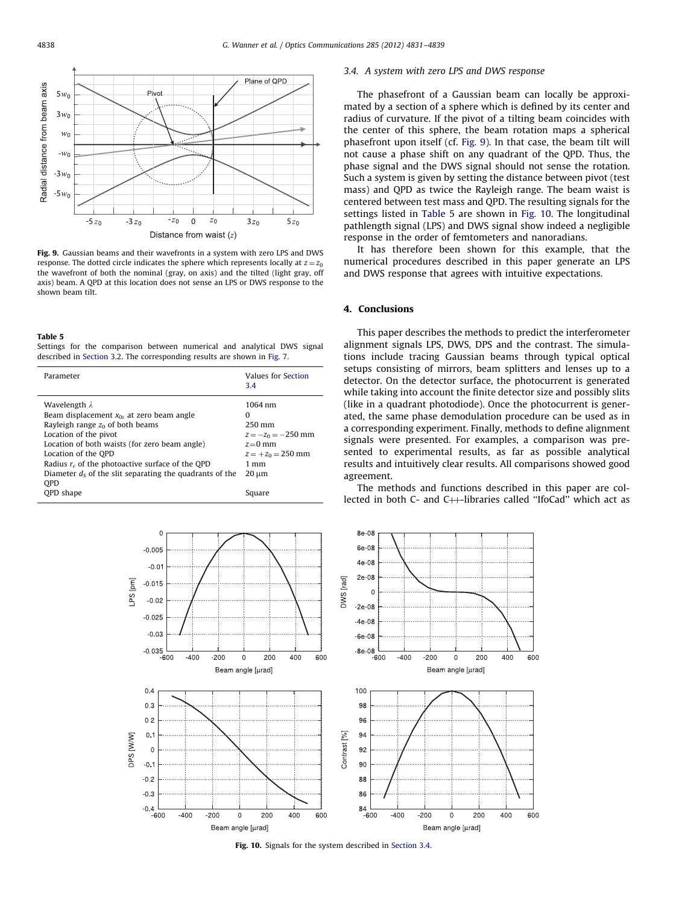Fig. 9. Gaussian beams and their wavefronts in a system with zero LPS and DWS response. The dotted circle indicates the sphere which represents locally at $z = z_0$ the wavefront of both the nominal (gray, on axis) and the tilted (light gray, off axis) beam. A QPD at this location does not sense an LPS or DWS response to the shown beam tilt.

**Table 5**
Settings for the comparison between numerical and analytical DWS signal described in Section 3.2. The corresponding results are shown in Fig. 7.

| Parameter | Values for Section 3.4 |
|---|---|
| Wavelength $\lambda$ | 1064 nm |
| Beam displacement $x_{0s}$ at zero beam angle | 0 |
| Rayleigh range $z_0$ of both beams | 250 mm |
| Location of the pivot | $z = -z_0 = -250$ mm |
| Location of both waists (for zero beam angle) | $z = 0$ mm |
| Location of the QPD | $z = +z_0 = 250$ mm |
| Radius $r_c$ of the photoactive surface of the QPD | 1 mm |
| Diameter $d_s$ of the slit separating the quadrants of the QPD | 20 μm |
| QPD shape | Square |

### 3.4. A system with zero LPS and DWS response

The phasefront of a Gaussian beam can locally be approximated by a section of a sphere which is defined by its center and radius of curvature. If the pivot of a tilting beam coincides with the center of this sphere, the beam rotation maps a spherical phasefront upon itself (cf. Fig. 9). In that case, the beam tilt will not cause a phase shift on any quadrant of the QPD. Thus, the phase signal and the DWS signal should not sense the rotation. Such a system is given by setting the distance between pivot (test mass) and QPD as twice the Rayleigh range. The beam waist is centered between test mass and QPD. The resulting signals for the settings listed in Table 5 are shown in Fig. 10. The longitudinal pathlength signal (LPS) and DWS signal show indeed a negligible response in the order of femtometers and nanoradians.

It has therefore been shown for this example, that the numerical procedures described in this paper generate an LPS and DWS response that agrees with intuitive expectations.

## 4. Conclusions

This paper describes the methods to predict the interferometer alignment signals LPS, DWS, DPS and the contrast. The simulations include tracing Gaussian beams through typical optical setups consisting of mirrors, beam splitters and lenses up to a detector. On the detector surface, the photocurrent is generated while taking into account the finite detector size and possibly slits (like in a quadrant photodiode). Once the photocurrent is generated, the same phase demodulation procedure can be used as in a corresponding experiment. Finally, methods to define alignment signals were presented. For examples, a comparison was presented to experimental results, as far as possible analytical results and intuitively clear results. All comparisons showed good agreement.

The methods and functions described in this paper are collected in both C- and C++-libraries called "IfoCad" which act as

Fig. 10. Signals for the system described in Section 3.4.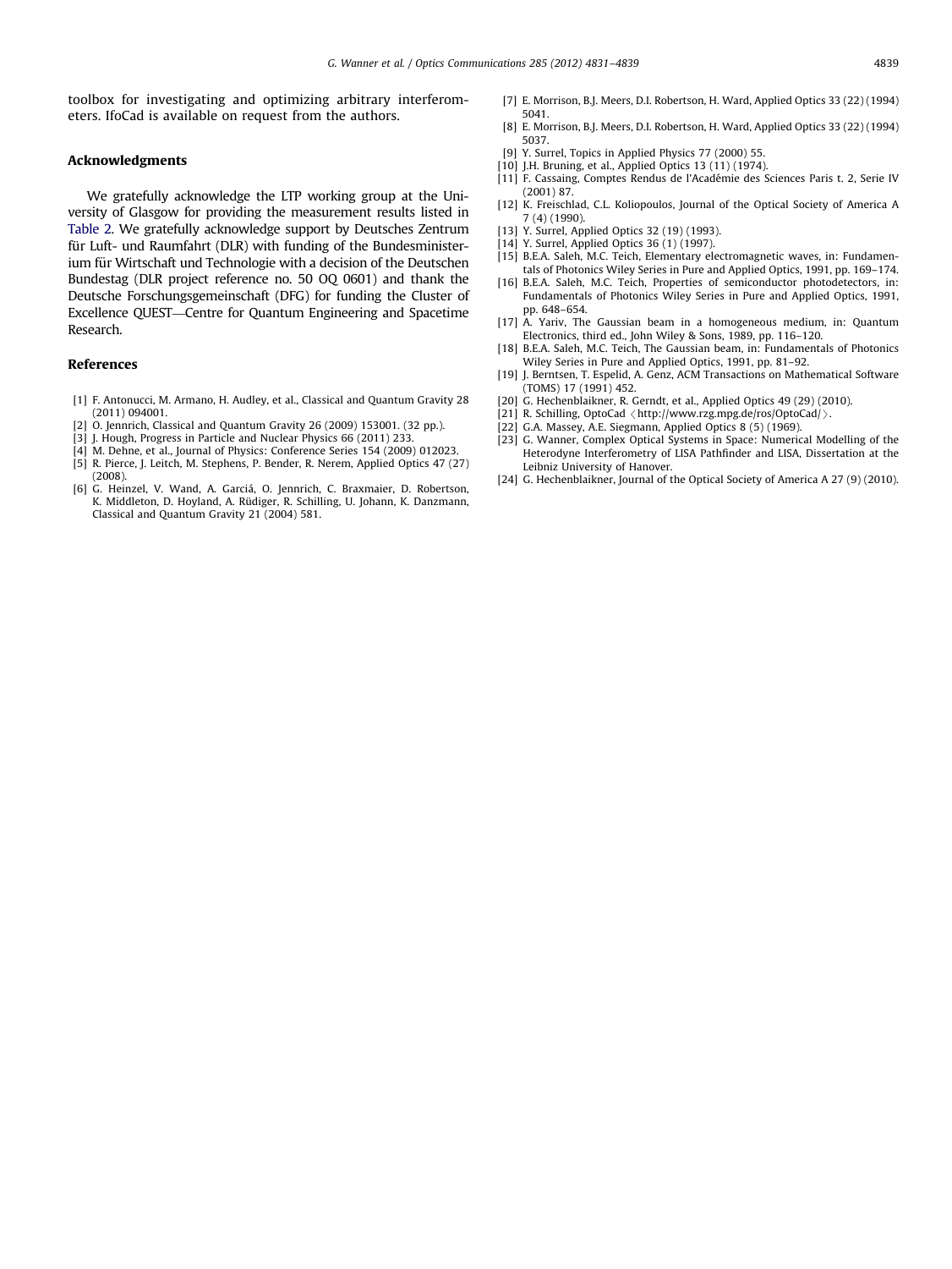toolbox for investigating and optimizing arbitrary interferometers. IfoCad is available on request from the authors.

## Acknowledgments

We gratefully acknowledge the LTP working group at the University of Glasgow for providing the measurement results listed in Table 2. We gratefully acknowledge support by Deutsches Zentrum für Luft- und Raumfahrt (DLR) with funding of the Bundesministerium für Wirtschaft und Technologie with a decision of the Deutschen Bundestag (DLR project reference no. 50 OQ 0601) and thank the Deutsche Forschungsgemeinschaft (DFG) for funding the Cluster of Excellence QUEST—Centre for Quantum Engineering and Spacetime Research.

## References

[1] F. Antonucci, M. Armano, H. Audley, et al., Classical and Quantum Gravity 28 (2011) 094001.
[2] O. Jennrich, Classical and Quantum Gravity 26 (2009) 153001. (32 pp.).
[3] J. Hough, Progress in Particle and Nuclear Physics 66 (2011) 233.
[4] M. Dehne, et al., Journal of Physics: Conference Series 154 (2009) 012023.
[5] R. Pierce, J. Leitch, M. Stephens, P. Bender, R. Nerem, Applied Optics 47 (27) (2008).
[6] G. Heinzel, V. Wand, A. Garciá, O. Jennrich, C. Braxmaier, D. Robertson, K. Middleton, D. Hoyland, A. Rüdiger, R. Schilling, U. Johann, K. Danzmann, Classical and Quantum Gravity 21 (2004) 581.
[7] E. Morrison, B.J. Meers, D.I. Robertson, H. Ward, Applied Optics 33 (22) (1994) 5041.
[8] E. Morrison, B.J. Meers, D.I. Robertson, H. Ward, Applied Optics 33 (22) (1994) 5037.
[9] Y. Surrel, Topics in Applied Physics 77 (2000) 55.
[10] J.H. Bruning, et al., Applied Optics 13 (11) (1974).
[11] F. Cassaing, Comptes Rendus de l'Académie des Sciences Paris t. 2, Serie IV (2001) 87.
[12] K. Freischlad, C.L. Koliopoulos, Journal of the Optical Society of America A 7 (4) (1990).
[13] Y. Surrel, Applied Optics 32 (19) (1993).
[14] Y. Surrel, Applied Optics 36 (1) (1997).
[15] B.E.A. Saleh, M.C. Teich, Elementary electromagnetic waves, in: Fundamentals of Photonics Wiley Series in Pure and Applied Optics, 1991, pp. 169–174.
[16] B.E.A. Saleh, M.C. Teich, Properties of semiconductor photodetectors, in: Fundamentals of Photonics Wiley Series in Pure and Applied Optics, 1991, pp. 648–654.
[17] A. Yariv, The Gaussian beam in a homogeneous medium, in: Quantum Electronics, third ed., John Wiley & Sons, 1989, pp. 116–120.
[18] B.E.A. Saleh, M.C. Teich, The Gaussian beam, in: Fundamentals of Photonics Wiley Series in Pure and Applied Optics, 1991, pp. 81–92.
[19] J. Berntsen, T. Espelid, A. Genz, ACM Transactions on Mathematical Software (TOMS) 17 (1991) 452.
[20] G. Hechenblaikner, R. Gerndt, et al., Applied Optics 49 (29) (2010).
[21] R. Schilling, OptoCad 〈http://www.rzg.mpg.de/ros/OptoCad/〉.
[22] G.A. Massey, A.E. Siegmann, Applied Optics 8 (5) (1969).
[23] G. Wanner, Complex Optical Systems in Space: Numerical Modelling of the Heterodyne Interferometry of LISA Pathfinder and LISA, Dissertation at the Leibniz University of Hanover.
[24] G. Hechenblaikner, Journal of the Optical Society of America A 27 (9) (2010).